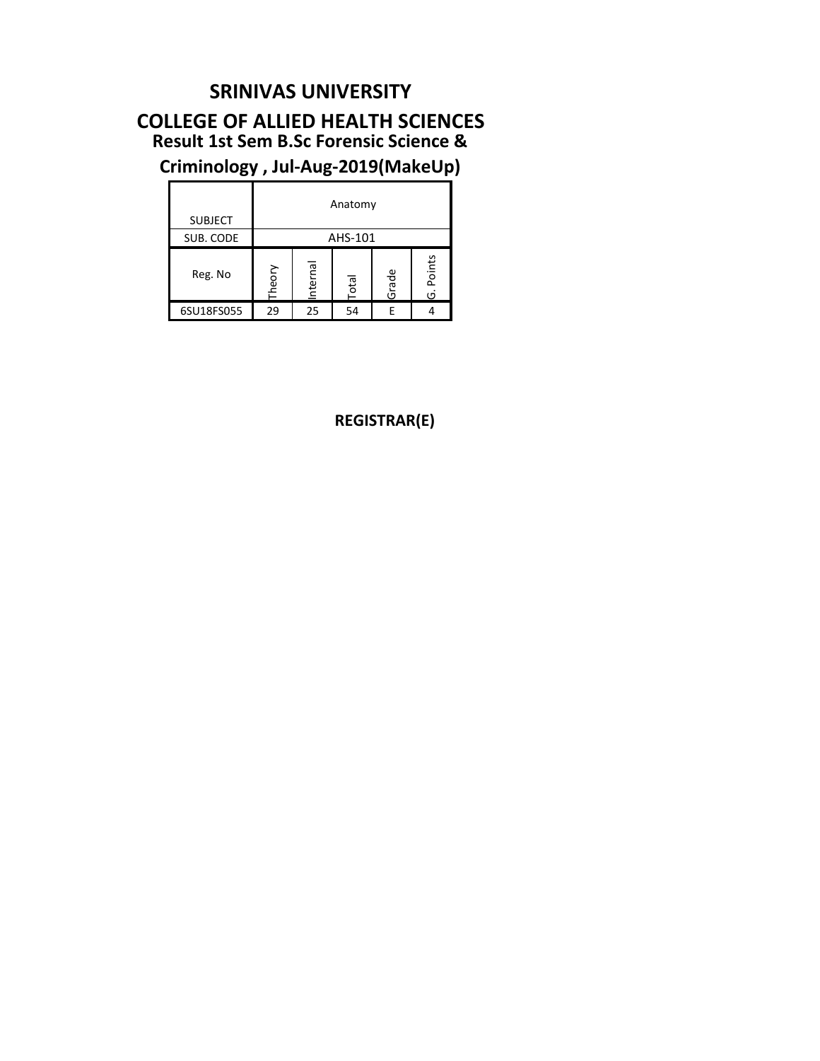# SRINIVAS UNIVERSITY

## COLLEGE OF ALLIED HEALTH SCIENCES

### Result 1st Sem B.Sc Forensic Science & Criminology , Jul-Aug-2019(MakeUp)

| SUBJECT | Anatomy | | | | |
|---|---|---|---|---|---|
| SUB. CODE | AHS-101 | | | | |
| Reg. No | Theory | Internal | Total | Grade | G. Points |
| 6SU18FS055 | 29 | 25 | 54 | E | 4 |

**REGISTRAR(E)**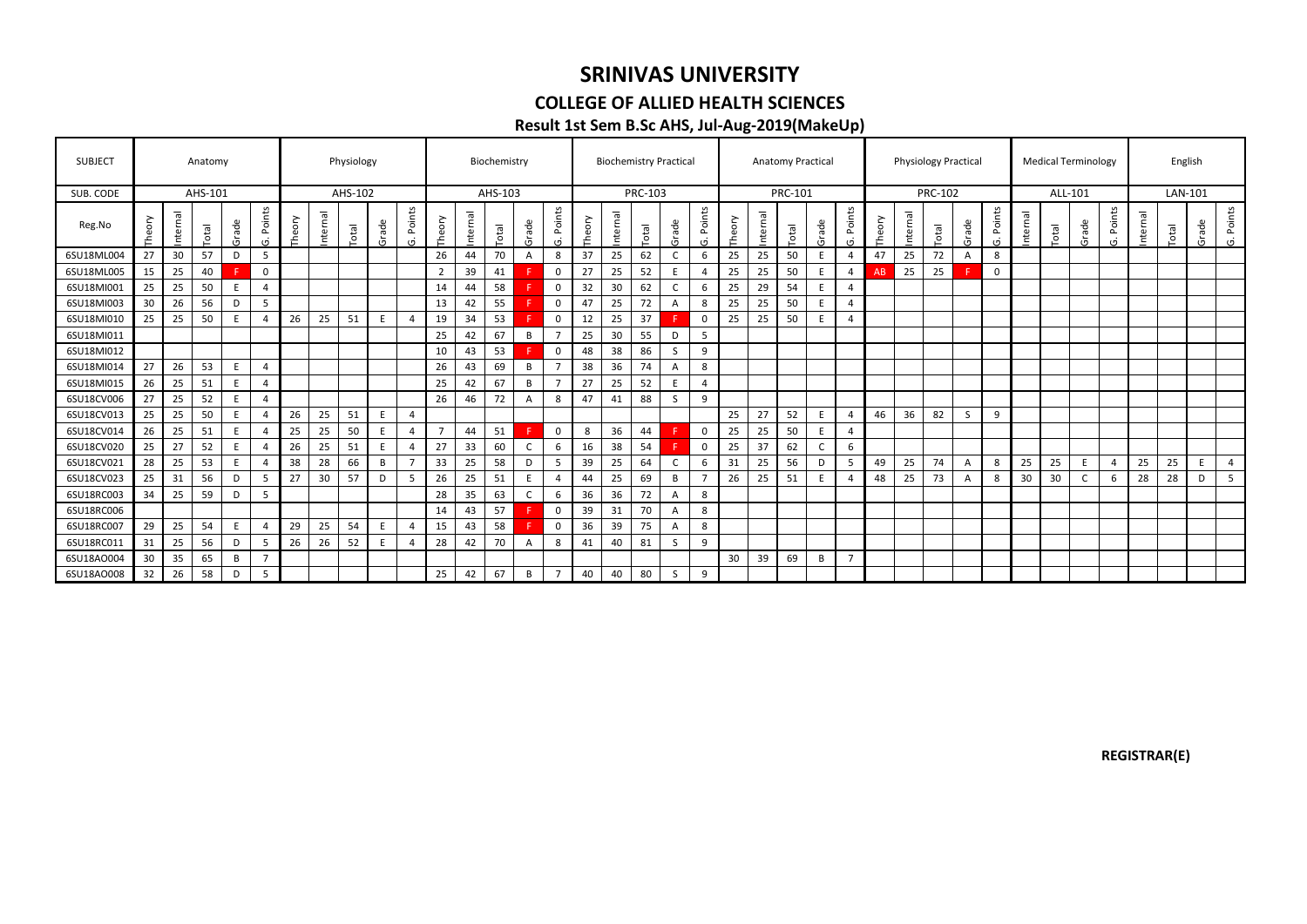# SRINIVAS UNIVERSITY

## COLLEGE OF ALLIED HEALTH SCIENCES

### Result 1st Sem B.Sc AHS, Jul-Aug-2019(MakeUp)

| SUBJECT | Anatomy | | | | | Physiology | | | | | Biochemistry | | | | | Biochemistry Practical | | | | | Anatomy Practical | | | | | Physiology Practical | | | | | Medical Terminology | | | | English | | | |
|---|---|---|---|---|---|---|---|---|---|---|---|---|---|---|---|---|---|---|---|---|---|---|---|---|---|---|---|---|---|---|---|---|---|---|---|---|---|---|
| SUB. CODE | AHS-101 | | | | | AHS-102 | | | | | AHS-103 | | | | | PRC-103 | | | | | PRC-101 | | | | | PRC-102 | | | | | ALL-101 | | | | LAN-101 | | | |
| Reg.No | Theory | Internal | Total | Grade | G. Points | Theory | Internal | Total | Grade | G. Points | Theory | Internal | Total | Grade | G. Points | Theory | Internal | Total | Grade | G. Points | Theory | Internal | Total | Grade | G. Points | Theory | Internal | Total | Grade | G. Points | Internal | Total | Grade | G. Points | Internal | Total | Grade | G. Points |
| 6SU18ML004 | 27 | 30 | 57 | D | 5 | | | | | | 26 | 44 | 70 | A | 8 | 37 | 25 | 62 | C | 6 | 25 | 25 | 50 | E | 4 | 47 | 25 | 72 | A | 8 | | | | | | | | |
| 6SU18ML005 | 15 | 25 | 40 | F | 0 | | | | | | 2 | 39 | 41 | F | 0 | 27 | 25 | 52 | E | 4 | 25 | 25 | 50 | E | 4 | AB | 25 | 25 | F | 0 | | | | | | | | |
| 6SU18MI001 | 25 | 25 | 50 | E | 4 | | | | | | 14 | 44 | 58 | F | 0 | 32 | 30 | 62 | C | 6 | 25 | 29 | 54 | E | 4 | | | | | | | | | | | | | |
| 6SU18MI003 | 30 | 26 | 56 | D | 5 | | | | | | 13 | 42 | 55 | F | 0 | 47 | 25 | 72 | A | 8 | 25 | 25 | 50 | E | 4 | | | | | | | | | | | | | |
| 6SU18MI010 | 25 | 25 | 50 | E | 4 | 26 | 25 | 51 | E | 4 | 19 | 34 | 53 | F | 0 | 12 | 25 | 37 | F | 0 | 25 | 25 | 50 | E | 4 | | | | | | | | | | | | | |
| 6SU18MI011 | | | | | | | | | | | 25 | 42 | 67 | B | 7 | 25 | 30 | 55 | D | 5 | | | | | | | | | | | | | | | | | | |
| 6SU18MI012 | | | | | | | | | | | 10 | 43 | 53 | F | 0 | 48 | 38 | 86 | S | 9 | | | | | | | | | | | | | | | | | | |
| 6SU18MI014 | 27 | 26 | 53 | E | 4 | | | | | | 26 | 43 | 69 | B | 7 | 38 | 36 | 74 | A | 8 | | | | | | | | | | | | | | | | | | |
| 6SU18MI015 | 26 | 25 | 51 | E | 4 | | | | | | 25 | 42 | 67 | B | 7 | 27 | 25 | 52 | E | 4 | | | | | | | | | | | | | | | | | | |
| 6SU18CV006 | 27 | 25 | 52 | E | 4 | | | | | | 26 | 46 | 72 | A | 8 | 47 | 41 | 88 | S | 9 | | | | | | | | | | | | | | | | | | |
| 6SU18CV013 | 25 | 25 | 50 | E | 4 | 26 | 25 | 51 | E | 4 | | | | | | | | | | | 25 | 27 | 52 | E | 4 | 46 | 36 | 82 | S | 9 | | | | | | | | |
| 6SU18CV014 | 26 | 25 | 51 | E | 4 | 25 | 25 | 50 | E | 4 | 7 | 44 | 51 | F | 0 | 8 | 36 | 44 | F | 0 | 25 | 25 | 50 | E | 4 | | | | | | | | | | | | | |
| 6SU18CV020 | 25 | 27 | 52 | E | 4 | 26 | 25 | 51 | E | 4 | 27 | 33 | 60 | C | 6 | 16 | 38 | 54 | F | 0 | 25 | 37 | 62 | C | 6 | | | | | | | | | | | | | |
| 6SU18CV021 | 28 | 25 | 53 | E | 4 | 38 | 28 | 66 | B | 7 | 33 | 25 | 58 | D | 5 | 39 | 25 | 64 | C | 6 | 31 | 25 | 56 | D | 5 | 49 | 25 | 74 | A | 8 | 25 | 25 | E | 4 | 25 | 25 | E | 4 |
| 6SU18CV023 | 25 | 31 | 56 | D | 5 | 27 | 30 | 57 | D | 5 | 26 | 25 | 51 | E | 4 | 44 | 25 | 69 | B | 7 | 26 | 25 | 51 | E | 4 | 48 | 25 | 73 | A | 8 | 30 | 30 | C | 6 | 28 | 28 | D | 5 |
| 6SU18RC003 | 34 | 25 | 59 | D | 5 | | | | | | 28 | 35 | 63 | C | 6 | 36 | 36 | 72 | A | 8 | | | | | | | | | | | | | | | | | | |
| 6SU18RC006 | | | | | | | | | | | 14 | 43 | 57 | F | 0 | 39 | 31 | 70 | A | 8 | | | | | | | | | | | | | | | | | | |
| 6SU18RC007 | 29 | 25 | 54 | E | 4 | 29 | 25 | 54 | E | 4 | 15 | 43 | 58 | F | 0 | 36 | 39 | 75 | A | 8 | | | | | | | | | | | | | | | | | | |
| 6SU18RC011 | 31 | 25 | 56 | D | 5 | 26 | 26 | 52 | E | 4 | 28 | 42 | 70 | A | 8 | 41 | 40 | 81 | S | 9 | | | | | | | | | | | | | | | | | | |
| 6SU18AO004 | 30 | 35 | 65 | B | 7 | | | | | | | | | | | | | | | | 30 | 39 | 69 | B | 7 | | | | | | | | | | | | | |
| 6SU18AO008 | 32 | 26 | 58 | D | 5 | | | | | | 25 | 42 | 67 | B | 7 | 40 | 40 | 80 | S | 9 | | | | | | | | | | | | | | | | | | |

**REGISTRAR(E)**